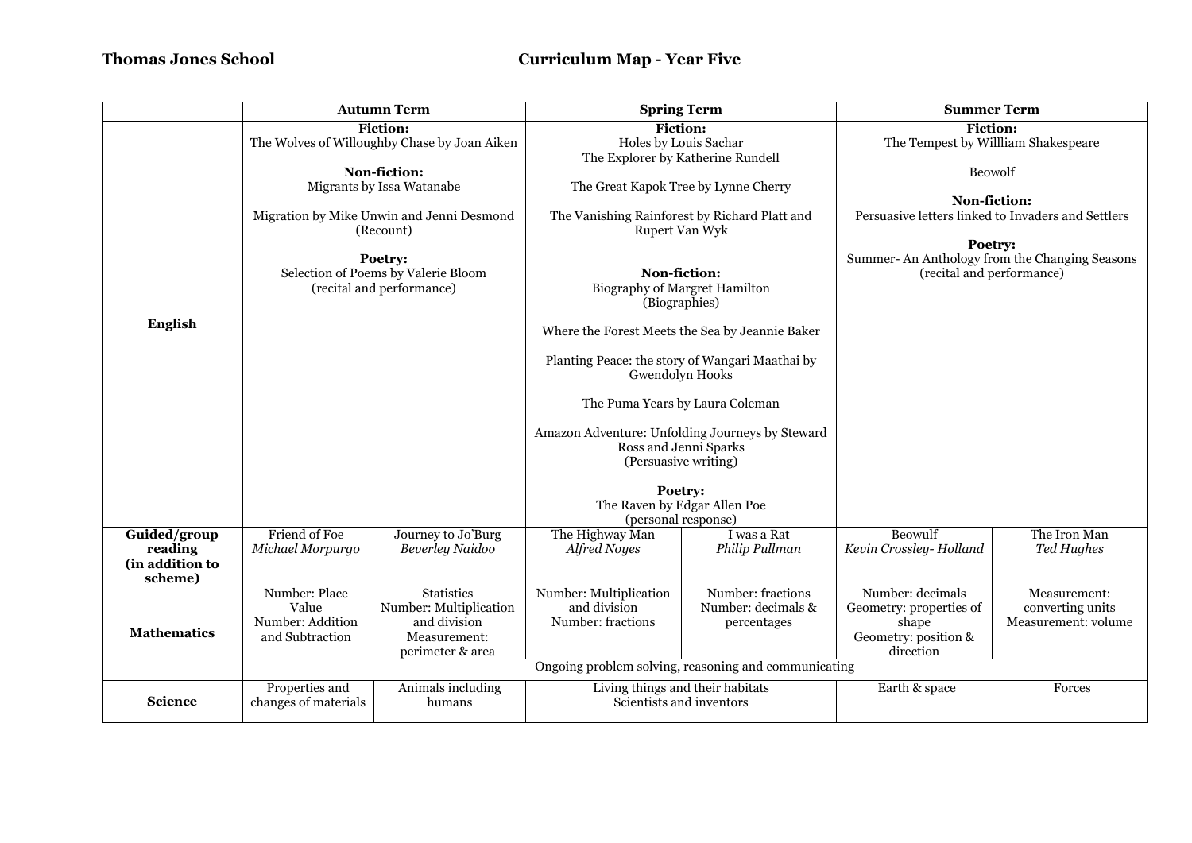**Thomas Jones School** **Curriculum Map - Year Five**

| | Autumn Term | | Spring Term | | Summer Term | |
|---|---|---|---|---|---|---|
| **English** | **Fiction:**<br>The Wolves of Willoughby Chase by Joan Aiken<br><br>**Non-fiction:**<br>Migrants by Issa Watanabe<br><br>Migration by Mike Unwin and Jenni Desmond (Recount)<br><br>**Poetry:**<br>Selection of Poems by Valerie Bloom (recital and performance) | | **Fiction:**<br>Holes by Louis Sachar<br>The Explorer by Katherine Rundell<br><br>The Great Kapok Tree by Lynne Cherry<br><br>The Vanishing Rainforest by Richard Platt and Rupert Van Wyk<br><br>**Non-fiction:**<br>Biography of Margret Hamilton (Biographies)<br><br>Where the Forest Meets the Sea by Jeannie Baker<br><br>Planting Peace: the story of Wangari Maathai by Gwendolyn Hooks<br><br>The Puma Years by Laura Coleman<br><br>Amazon Adventure: Unfolding Journeys by Steward Ross and Jenni Sparks (Persuasive writing)<br><br>**Poetry:**<br>The Raven by Edgar Allen Poe (personal response) | | **Fiction:**<br>The Tempest by Willliam Shakespeare<br><br>Beowolf<br><br>**Non-fiction:**<br>Persuasive letters linked to Invaders and Settlers<br><br>**Poetry:**<br>Summer- An Anthology from the Changing Seasons (recital and performance) | |
| **Guided/group reading (in addition to scheme)** | Friend of Foe<br>*Michael Morpurgo* | Journey to Jo'Burg<br>*Beverley Naidoo* | The Highway Man<br>*Alfred Noyes* | I was a Rat<br>*Philip Pullman* | Beowulf<br>*Kevin Crossley- Holland* | The Iron Man<br>*Ted Hughes* |
| **Mathematics** | Number: Place Value<br>Number: Addition and Subtraction | Statistics<br>Number: Multiplication and division<br>Measurement: perimeter & area | Number: Multiplication and division<br>Number: fractions | Number: fractions<br>Number: decimals & percentages | Number: decimals<br>Geometry: properties of shape<br>Geometry: position & direction | Measurement: converting units<br>Measurement: volume |
| | Ongoing problem solving, reasoning and communicating | | | | | |
| **Science** | Properties and changes of materials | Animals including humans | Living things and their habitats<br>Scientists and inventors | | Earth & space | Forces |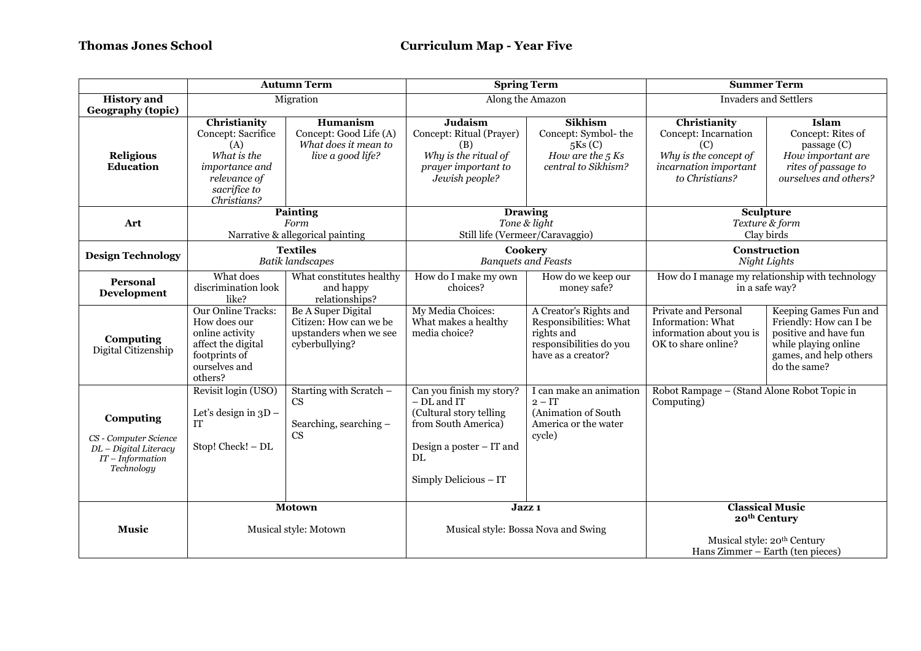**Thomas Jones School** **Curriculum Map - Year Five**

| | Autumn Term | | Spring Term | | Summer Term | |
|---|---|---|---|---|---|---|
| **History and Geography (topic)** | Migration | | Along the Amazon | | Invaders and Settlers | |
| **Religious Education** | **Christianity** Concept: Sacrifice (A) *What is the importance and relevance of sacrifice to Christians?* | **Humanism** Concept: Good Life (A) *What does it mean to live a good life?* | **Judaism** Concept: Ritual (Prayer) (B) *Why is the ritual of prayer important to Jewish people?* | **Sikhism** Concept: Symbol- the 5Ks (C) *How are the 5 Ks central to Sikhism?* | **Christianity** Concept: Incarnation (C) *Why is the concept of incarnation important to Christians?* | **Islam** Concept: Rites of passage (C) *How important are rites of passage to ourselves and others?* |
| **Art** | **Painting** *Form* Narrative & allegorical painting | | **Drawing** *Tone & light* Still life (Vermeer/Caravaggio) | | **Sculpture** *Texture & form* Clay birds | |
| **Design Technology** | **Textiles** *Batik landscapes* | | **Cookery** *Banquets and Feasts* | | **Construction** *Night Lights* | |
| **Personal Development** | What does discrimination look like? | What constitutes healthy and happy relationships? | How do I make my own choices? | How do we keep our money safe? | How do I manage my relationship with technology in a safe way? | |
| **Computing** Digital Citizenship | Our Online Tracks: How does our online activity affect the digital footprints of ourselves and others? | Be A Super Digital Citizen: How can we be upstanders when we see cyberbullying? | My Media Choices: What makes a healthy media choice? | A Creator's Rights and Responsibilities: What rights and responsibilities do you have as a creator? | Private and Personal Information: What information about you is OK to share online? | Keeping Games Fun and Friendly: How can I be positive and have fun while playing online games, and help others do the same? |
| **Computing** *CS - Computer Science DL – Digital Literacy IT – Information Technology* | Revisit login (USO)<br><br>Let's design in 3D – IT<br><br>Stop! Check! – DL | Starting with Scratch – CS<br><br>Searching, searching – CS | Can you finish my story? – DL and IT (Cultural story telling from South America)<br><br>Design a poster – IT and DL<br><br>Simply Delicious – IT | I can make an animation 2 – IT (Animation of South America or the water cycle) | Robot Rampage – (Stand Alone Robot Topic in Computing) | |
| **Music** | **Motown**<br><br>Musical style: Motown | | **Jazz 1**<br><br>Musical style: Bossa Nova and Swing | | **Classical Music 20th Century**<br><br>Musical style: 20th Century<br>Hans Zimmer – Earth (ten pieces) | |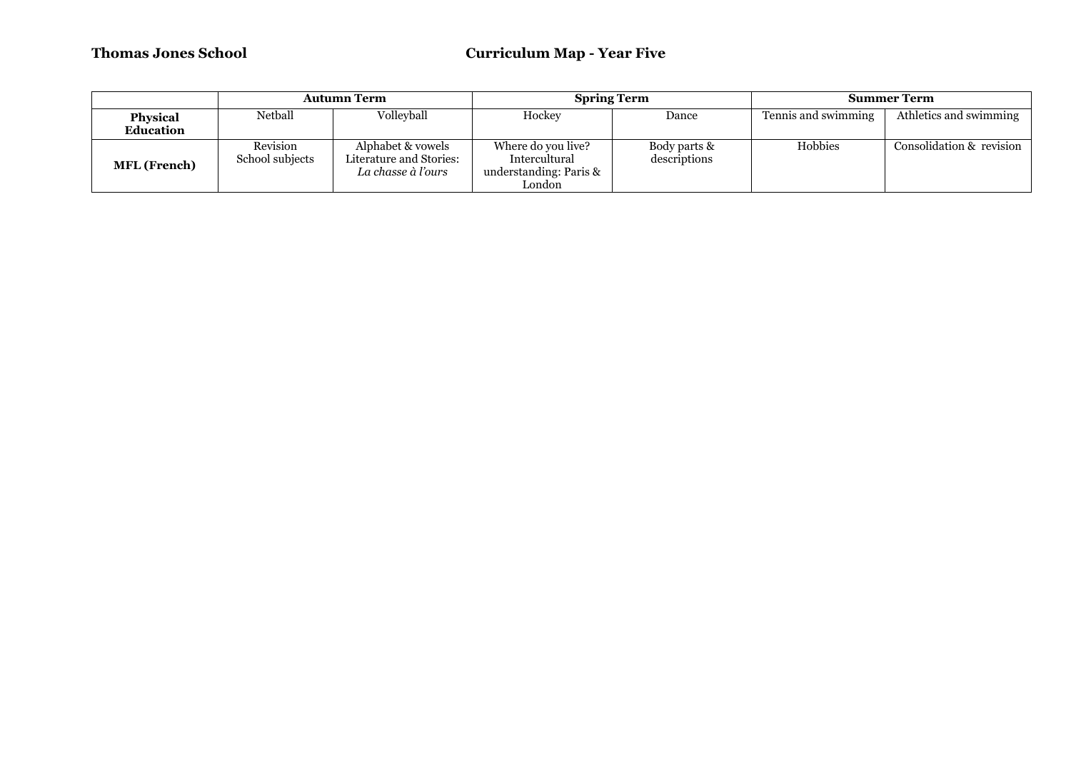**Thomas Jones School** **Curriculum Map - Year Five**

| | **Autumn Term** | | **Spring Term** | | **Summer Term** | |
|---|---|---|---|---|---|---|
| **Physical Education** | Netball | Volleyball | Hockey | Dance | Tennis and swimming | Athletics and swimming |
| **MFL (French)** | Revision<br>School subjects | Alphabet & vowels<br>Literature and Stories: *La chasse à l'ours* | Where do you live?<br>Intercultural understanding: Paris & London | Body parts & descriptions | Hobbies | Consolidation & revision |